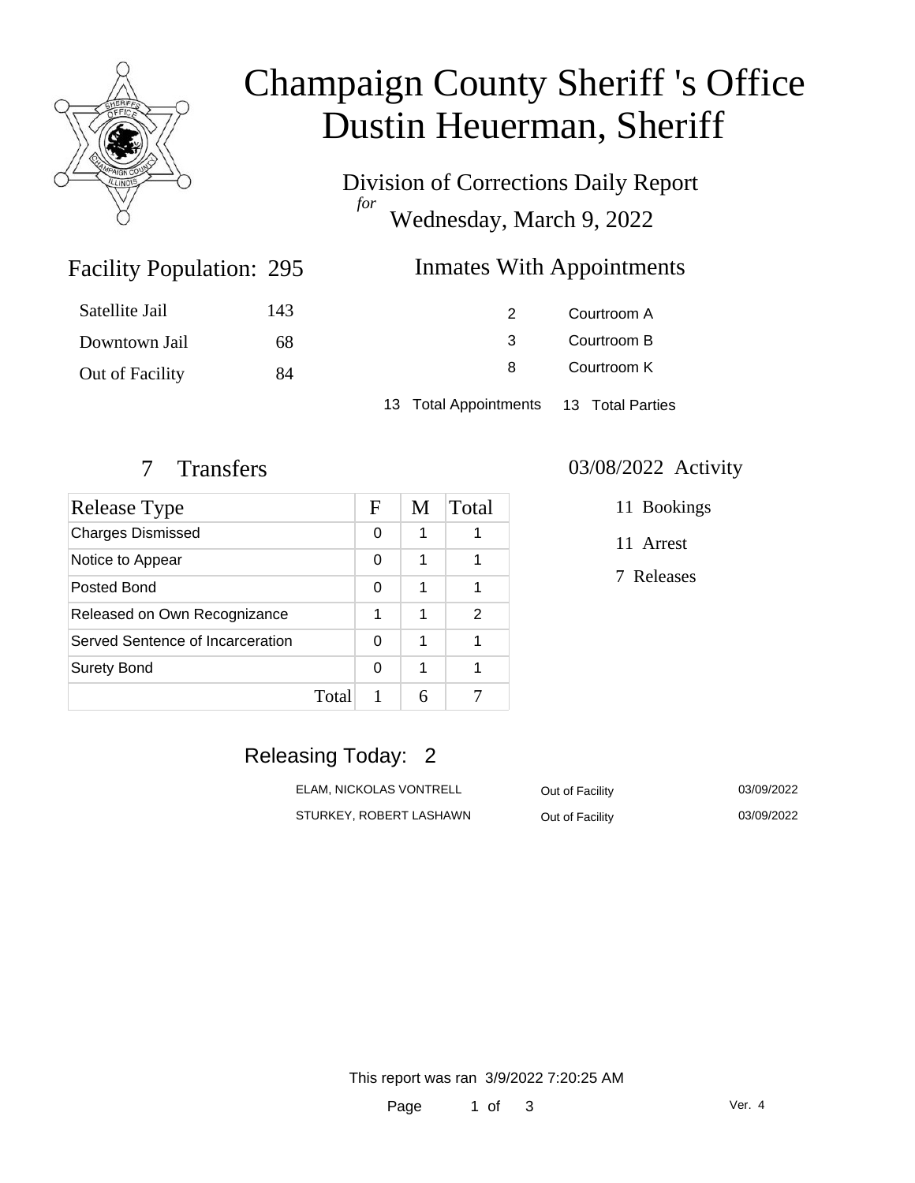# Champaign County Sheriff 's Office
# Dustin Heuerman, Sheriff

Division of Corrections Daily Report
*for*
Wednesday, March 9, 2022

## Facility Population: 295

| | |
|---|---|
| Satellite Jail | 143 |
| Downtown Jail | 68 |
| Out of Facility | 84 |

## Inmates With Appointments

| | |
|---|---|
| 2 | Courtroom A |
| 3 | Courtroom B |
| 8 | Courtroom K |

13 Total Appointments 13 Total Parties

## 7 Transfers

| Release Type | F | M | Total |
|---|---|---|---|
| Charges Dismissed | 0 | 1 | 1 |
| Notice to Appear | 0 | 1 | 1 |
| Posted Bond | 0 | 1 | 1 |
| Released on Own Recognizance | 1 | 1 | 2 |
| Served Sentence of Incarceration | 0 | 1 | 1 |
| Surety Bond | 0 | 1 | 1 |
| Total | 1 | 6 | 7 |

## 03/08/2022 Activity

11 Bookings

11 Arrest

7 Releases

## Releasing Today: 2

| | | |
|---|---|---|
| ELAM, NICKOLAS VONTRELL | Out of Facility | 03/09/2022 |
| STURKEY, ROBERT LASHAWN | Out of Facility | 03/09/2022 |

This report was ran 3/9/2022 7:20:25 AM

Ver. 4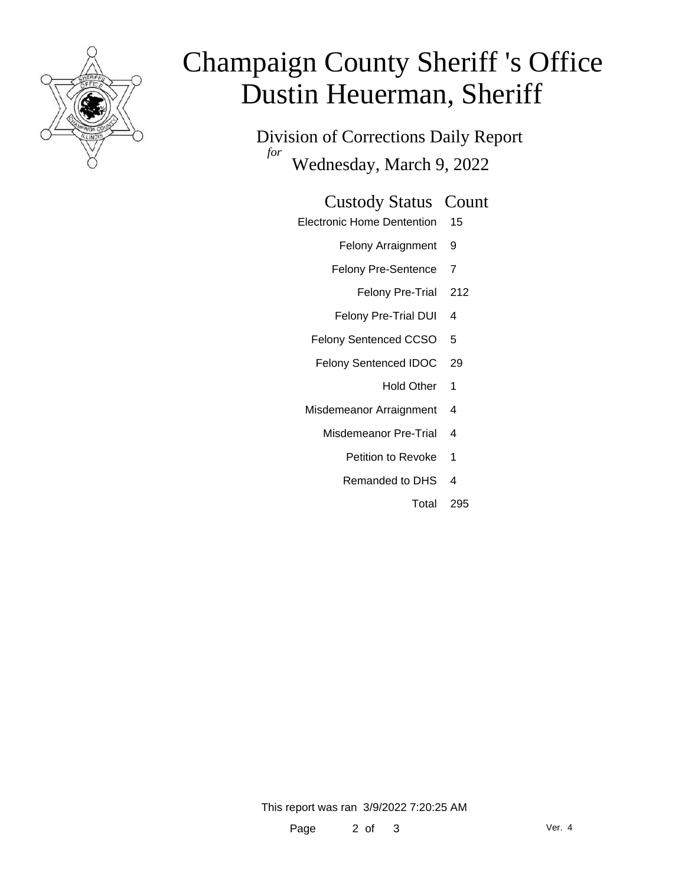# Champaign County Sheriff 's Office
# Dustin Heuerman, Sheriff

## Division of Corrections Daily Report
*for*
## Wednesday, March 9, 2022

| Custody Status | Count |
|---|---|
| Electronic Home Dentention | 15 |
| Felony Arraignment | 9 |
| Felony Pre-Sentence | 7 |
| Felony Pre-Trial | 212 |
| Felony Pre-Trial DUI | 4 |
| Felony Sentenced CCSO | 5 |
| Felony Sentenced IDOC | 29 |
| Hold Other | 1 |
| Misdemeanor Arraignment | 4 |
| Misdemeanor Pre-Trial | 4 |
| Petition to Revoke | 1 |
| Remanded to DHS | 4 |
| Total | 295 |

This report was ran 3/9/2022 7:20:25 AM

Ver. 4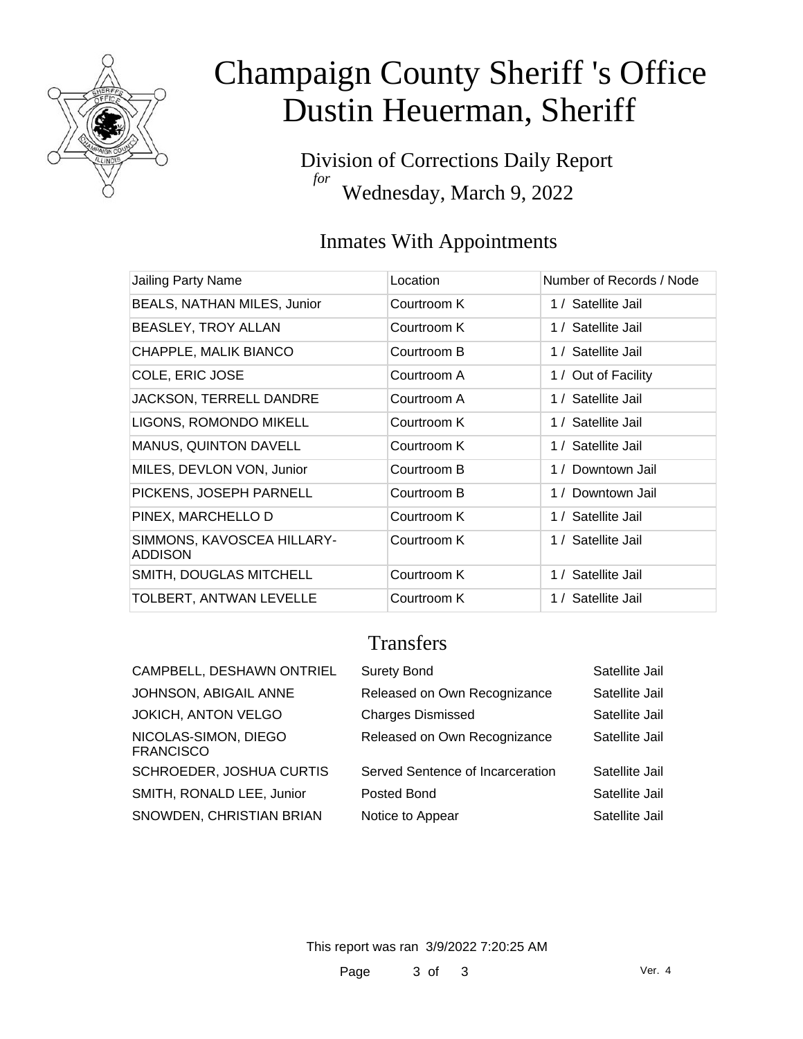# Champaign County Sheriff 's Office
# Dustin Heuerman, Sheriff

Division of Corrections Daily Report
*for*
Wednesday, March 9, 2022

## Inmates With Appointments

| Jailing Party Name | Location | Number of Records / Node |
|---|---|---|
| BEALS, NATHAN MILES, Junior | Courtroom K | 1 / Satellite Jail |
| BEASLEY, TROY ALLAN | Courtroom K | 1 / Satellite Jail |
| CHAPPLE, MALIK BIANCO | Courtroom B | 1 / Satellite Jail |
| COLE, ERIC JOSE | Courtroom A | 1 / Out of Facility |
| JACKSON, TERRELL DANDRE | Courtroom A | 1 / Satellite Jail |
| LIGONS, ROMONDO MIKELL | Courtroom K | 1 / Satellite Jail |
| MANUS, QUINTON DAVELL | Courtroom K | 1 / Satellite Jail |
| MILES, DEVLON VON, Junior | Courtroom B | 1 / Downtown Jail |
| PICKENS, JOSEPH PARNELL | Courtroom B | 1 / Downtown Jail |
| PINEX, MARCHELLO D | Courtroom K | 1 / Satellite Jail |
| SIMMONS, KAVOSCEA HILLARY-ADDISON | Courtroom K | 1 / Satellite Jail |
| SMITH, DOUGLAS MITCHELL | Courtroom K | 1 / Satellite Jail |
| TOLBERT, ANTWAN LEVELLE | Courtroom K | 1 / Satellite Jail |

## Transfers

| | | |
|---|---|---|
| CAMPBELL, DESHAWN ONTRIEL | Surety Bond | Satellite Jail |
| JOHNSON, ABIGAIL ANNE | Released on Own Recognizance | Satellite Jail |
| JOKICH, ANTON VELGO | Charges Dismissed | Satellite Jail |
| NICOLAS-SIMON, DIEGO FRANCISCO | Released on Own Recognizance | Satellite Jail |
| SCHROEDER, JOSHUA CURTIS | Served Sentence of Incarceration | Satellite Jail |
| SMITH, RONALD LEE, Junior | Posted Bond | Satellite Jail |
| SNOWDEN, CHRISTIAN BRIAN | Notice to Appear | Satellite Jail |

This report was ran 3/9/2022 7:20:25 AM

Ver. 4